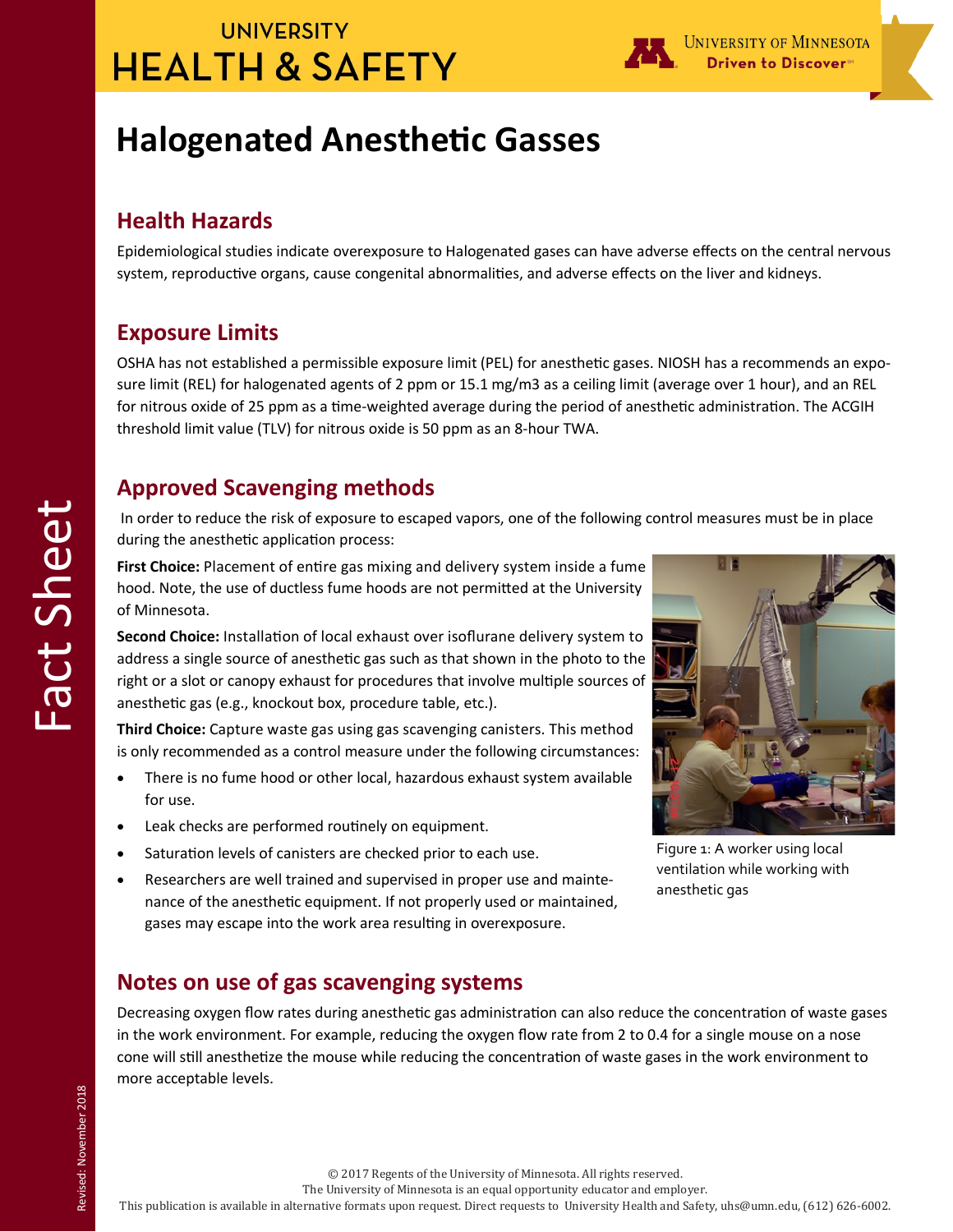UNIVERSITY
HEALTH & SAFETY

# Halogenated Anesthetic Gasses

## Health Hazards

Epidemiological studies indicate overexposure to Halogenated gases can have adverse effects on the central nervous system, reproductive organs, cause congenital abnormalities, and adverse effects on the liver and kidneys.

## Exposure Limits

OSHA has not established a permissible exposure limit (PEL) for anesthetic gases. NIOSH has a recommends an exposure limit (REL) for halogenated agents of 2 ppm or 15.1 mg/m3 as a ceiling limit (average over 1 hour), and an REL for nitrous oxide of 25 ppm as a time-weighted average during the period of anesthetic administration. The ACGIH threshold limit value (TLV) for nitrous oxide is 50 ppm as an 8-hour TWA.

## Approved Scavenging methods

In order to reduce the risk of exposure to escaped vapors, one of the following control measures must be in place during the anesthetic application process:

**First Choice:** Placement of entire gas mixing and delivery system inside a fume hood. Note, the use of ductless fume hoods are not permitted at the University of Minnesota.

**Second Choice:** Installation of local exhaust over isoflurane delivery system to address a single source of anesthetic gas such as that shown in the photo to the right or a slot or canopy exhaust for procedures that involve multiple sources of anesthetic gas (e.g., knockout box, procedure table, etc.).

**Third Choice:** Capture waste gas using gas scavenging canisters. This method is only recommended as a control measure under the following circumstances:

- There is no fume hood or other local, hazardous exhaust system available for use.
- Leak checks are performed routinely on equipment.
- Saturation levels of canisters are checked prior to each use.
- Researchers are well trained and supervised in proper use and maintenance of the anesthetic equipment. If not properly used or maintained, gases may escape into the work area resulting in overexposure.

Figure 1: A worker using local ventilation while working with anesthetic gas

## Notes on use of gas scavenging systems

Decreasing oxygen flow rates during anesthetic gas administration can also reduce the concentration of waste gases in the work environment. For example, reducing the oxygen flow rate from 2 to 0.4 for a single mouse on a nose cone will still anesthetize the mouse while reducing the concentration of waste gases in the work environment to more acceptable levels.

© 2017 Regents of the University of Minnesota. All rights reserved.
The University of Minnesota is an equal opportunity educator and employer.
This publication is available in alternative formats upon request. Direct requests to University Health and Safety, uhs@umn.edu, (612) 626-6002.

Revised: November 2018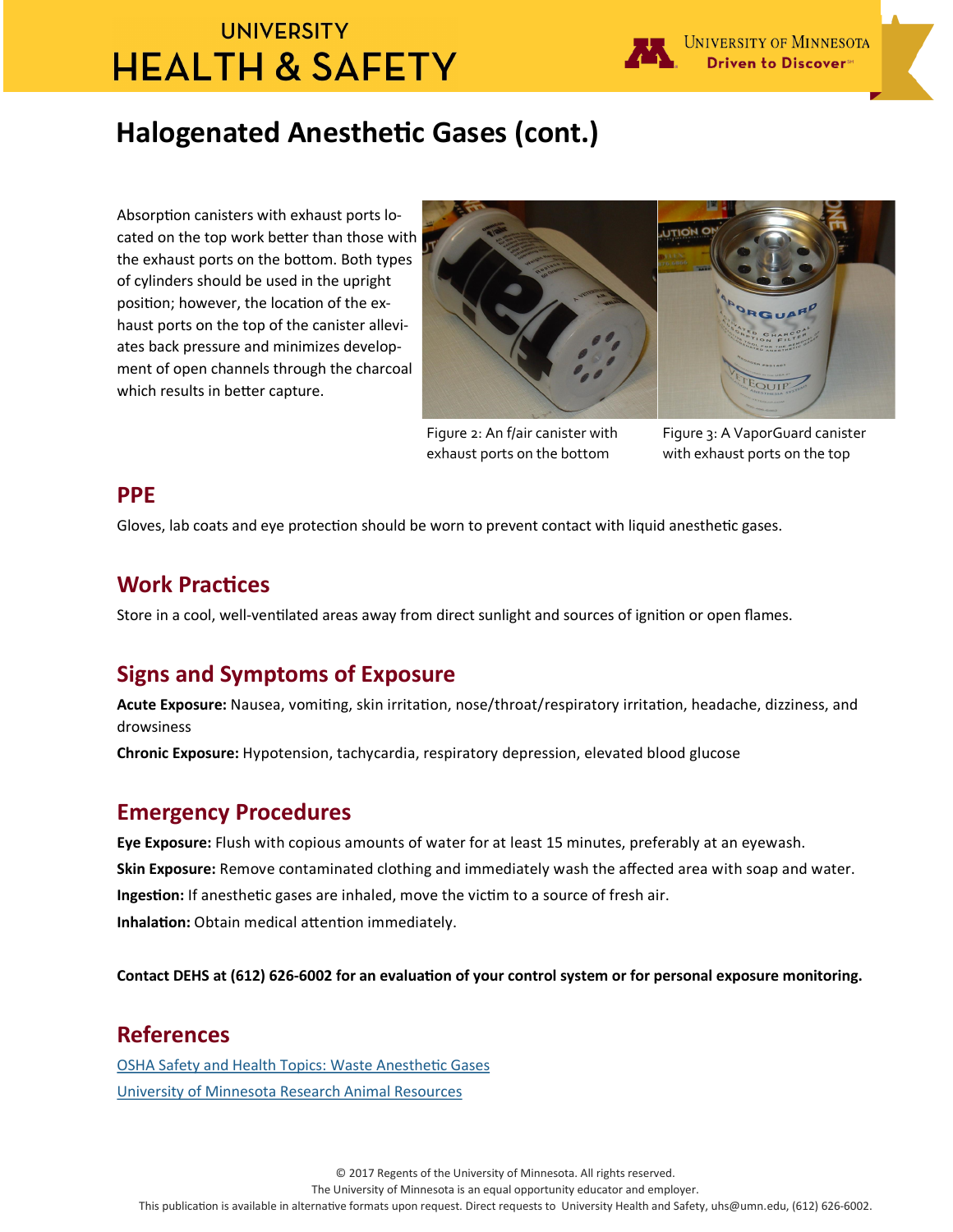# Halogenated Anesthetic Gases (cont.)

Absorption canisters with exhaust ports located on the top work better than those with the exhaust ports on the bottom. Both types of cylinders should be used in the upright position; however, the location of the exhaust ports on the top of the canister alleviates back pressure and minimizes development of open channels through the charcoal which results in better capture.

Figure 2: An f/air canister with exhaust ports on the bottom

Figure 3: A VaporGuard canister with exhaust ports on the top

## PPE

Gloves, lab coats and eye protection should be worn to prevent contact with liquid anesthetic gases.

## Work Practices

Store in a cool, well-ventilated areas away from direct sunlight and sources of ignition or open flames.

## Signs and Symptoms of Exposure

**Acute Exposure:** Nausea, vomiting, skin irritation, nose/throat/respiratory irritation, headache, dizziness, and drowsiness

**Chronic Exposure:** Hypotension, tachycardia, respiratory depression, elevated blood glucose

## Emergency Procedures

**Eye Exposure:** Flush with copious amounts of water for at least 15 minutes, preferably at an eyewash.

**Skin Exposure:** Remove contaminated clothing and immediately wash the affected area with soap and water.

**Ingestion:** If anesthetic gases are inhaled, move the victim to a source of fresh air.

**Inhalation:** Obtain medical attention immediately.

**Contact DEHS at (612) 626-6002 for an evaluation of your control system or for personal exposure monitoring.**

## References

OSHA Safety and Health Topics: Waste Anesthetic Gases

University of Minnesota Research Animal Resources

© 2017 Regents of the University of Minnesota. All rights reserved.
The University of Minnesota is an equal opportunity educator and employer.
This publication is available in alternative formats upon request. Direct requests to University Health and Safety, uhs@umn.edu, (612) 626-6002.